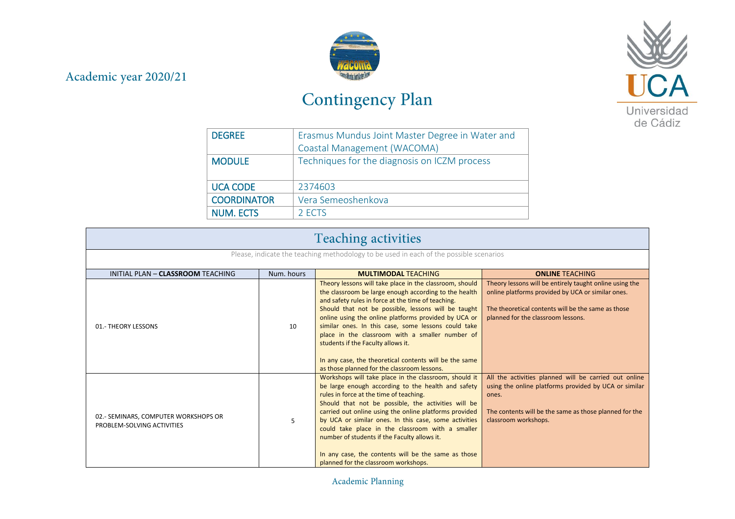Academic year 2020/21

# Contingency Plan

| | |
|---|---|
| **DEGREE** | Erasmus Mundus Joint Master Degree in Water and Coastal Management (WACOMA) |
| **MODULE** | Techniques for the diagnosis on ICZM process |
| **UCA CODE** | 2374603 |
| **COORDINATOR** | Vera Semeoshenkova |
| **NUM. ECTS** | 2 ECTS |

## Teaching activities

Please, indicate the teaching methodology to be used in each of the possible scenarios

| INITIAL PLAN – **CLASSROOM** TEACHING | Num. hours | **MULTIMODAL** TEACHING | **ONLINE** TEACHING |
|---|---|---|---|
| 01.- THEORY LESSONS | 10 | Theory lessons will take place in the classroom, should the classroom be large enough according to the health and safety rules in force at the time of teaching. Should that not be possible, lessons will be taught online using the online platforms provided by UCA or similar ones. In this case, some lessons could take place in the classroom with a smaller number of students if the Faculty allows it.<br><br>In any case, the theoretical contents will be the same as those planned for the classroom lessons. | Theory lessons will be entirely taught online using the online platforms provided by UCA or similar ones.<br><br>The theoretical contents will be the same as those planned for the classroom lessons. |
| 02.- SEMINARS, COMPUTER WORKSHOPS OR PROBLEM-SOLVING ACTIVITIES | 5 | Workshops will take place in the classroom, should it be large enough according to the health and safety rules in force at the time of teaching. Should that not be possible, the activities will be carried out online using the online platforms provided by UCA or similar ones. In this case, some activities could take place in the classroom with a smaller number of students if the Faculty allows it.<br><br>In any case, the contents will be the same as those planned for the classroom workshops. | All the activities planned will be carried out online using the online platforms provided by UCA or similar ones.<br><br>The contents will be the same as those planned for the classroom workshops. |

Academic Planning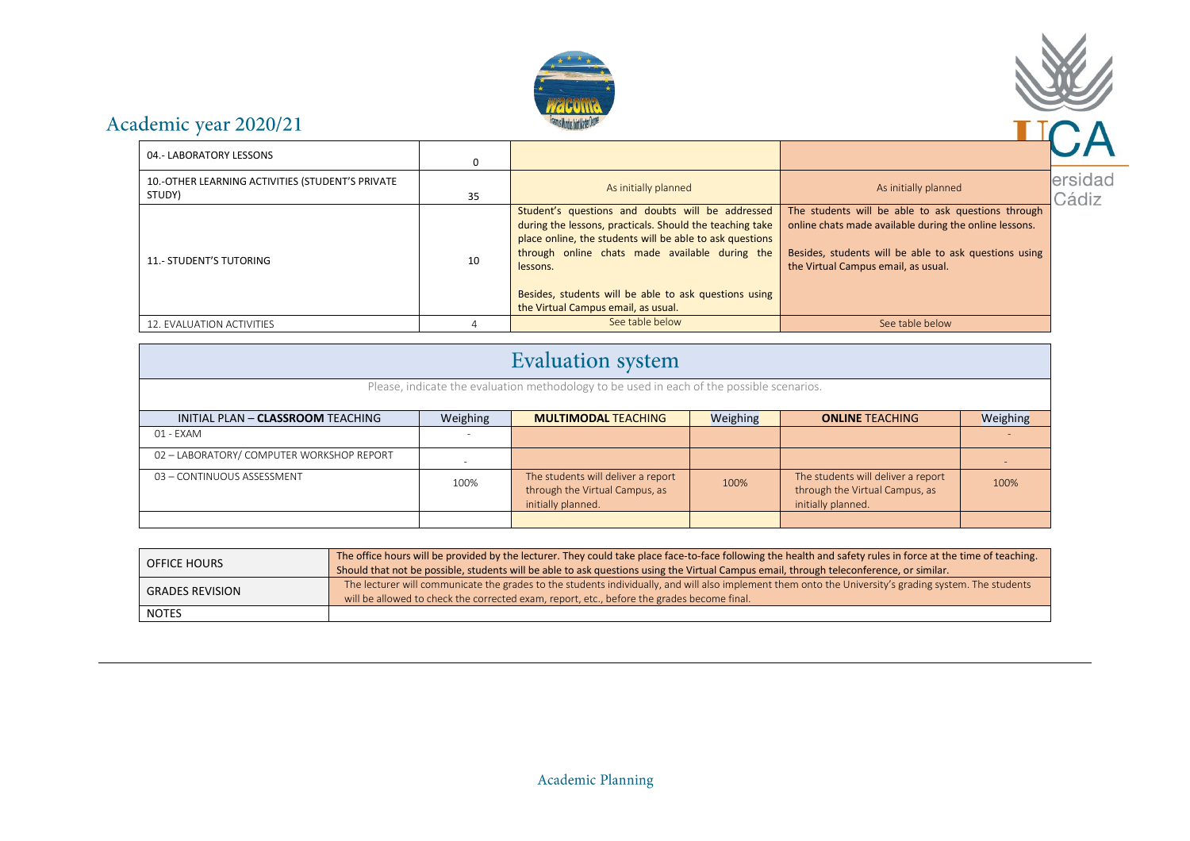Academic year 2020/21

| | | | |
|---|---|---|---|
| 04.- LABORATORY LESSONS | 0 | | |
| 10.-OTHER LEARNING ACTIVITIES (STUDENT'S PRIVATE STUDY) | 35 | As initially planned | As initially planned |
| 11.- STUDENT'S TUTORING | 10 | Student's questions and doubts will be addressed during the lessons, practicals. Should the teaching take place online, the students will be able to ask questions through online chats made available during the lessons.<br><br>Besides, students will be able to ask questions using the Virtual Campus email, as usual. | The students will be able to ask questions through online chats made available during the online lessons.<br><br>Besides, students will be able to ask questions using the Virtual Campus email, as usual. |
| 12. EVALUATION ACTIVITIES | 4 | See table below | See table below |

## Evaluation system

Please, indicate the evaluation methodology to be used in each of the possible scenarios.

| INITIAL PLAN – **CLASSROOM** TEACHING | Weighing | **MULTIMODAL** TEACHING | Weighing | **ONLINE** TEACHING | Weighing |
|---|---|---|---|---|---|
| 01 - EXAM | - | | | | - |
| 02 – LABORATORY/ COMPUTER WORKSHOP REPORT | - | | | | - |
| 03 – CONTINUOUS ASSESSMENT | 100% | The students will deliver a report through the Virtual Campus, as initially planned. | 100% | The students will deliver a report through the Virtual Campus, as initially planned. | 100% |
| | | | | | |

| | |
|---|---|
| OFFICE HOURS | The office hours will be provided by the lecturer. They could take place face-to-face following the health and safety rules in force at the time of teaching. Should that not be possible, students will be able to ask questions using the Virtual Campus email, through teleconference, or similar. |
| GRADES REVISION | The lecturer will communicate the grades to the students individually, and will also implement them onto the University's grading system. The students will be allowed to check the corrected exam, report, etc., before the grades become final. |
| NOTES | |

Academic Planning